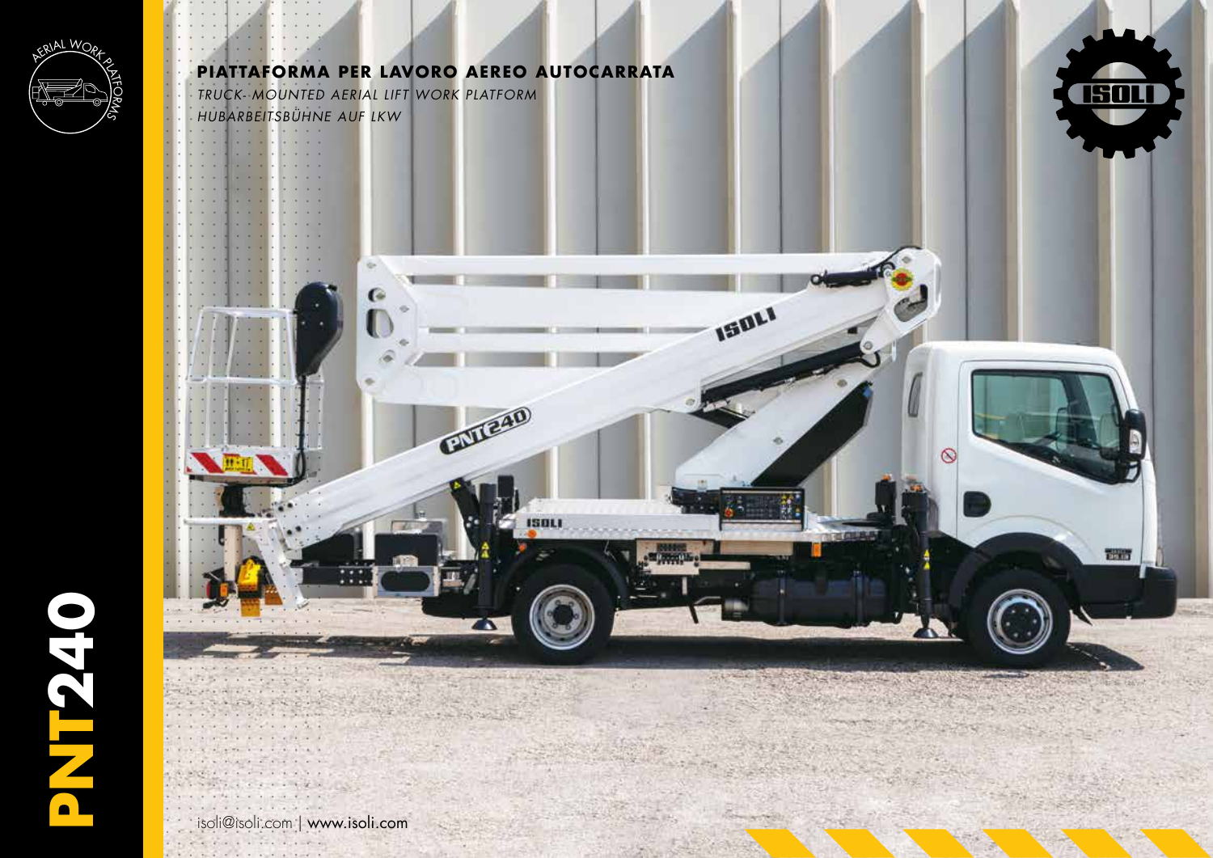# PNT240

## PIATTAFORMA PER LAVORO AEREO AUTOCARRATA

*TRUCK- MOUNTED AERIAL LIFT WORK PLATFORM*

*HUBARBEITSBÜHNE AUF LKW*

AERIAL WORK PLATFORMS

ISOLI

isoli@isoli.com | **www.isoli.com**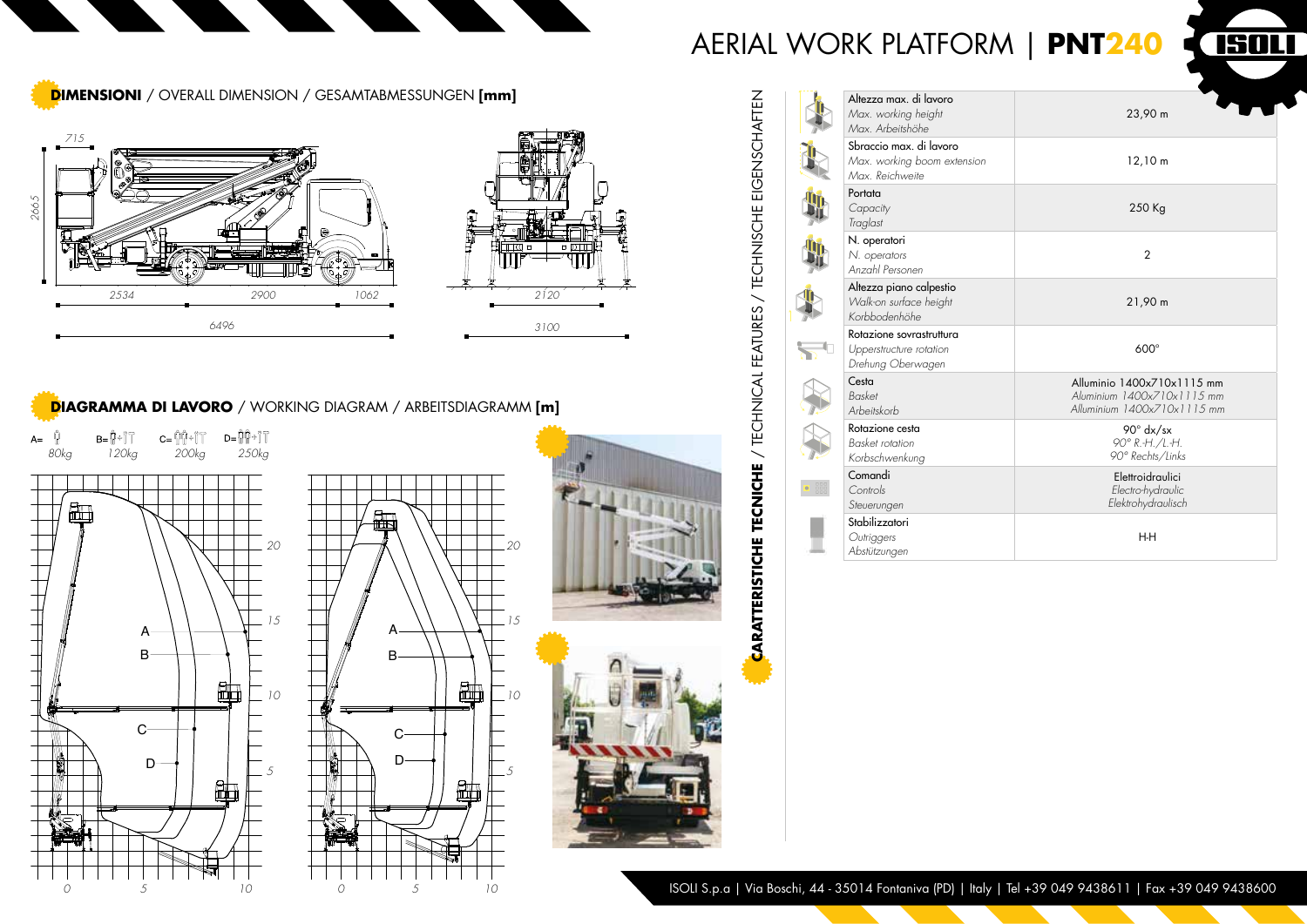# AERIAL WORK PLATFORM | PNT240

ISOLI

## DIMENSIONI / OVERALL DIMENSION / GESAMTABMESSUNGEN [mm]

715

2665

2534 2900 1062

6496

2120

3100

## DIAGRAMMA DI LAVORO / WORKING DIAGRAM / ARBEITSDIAGRAMM [m]

A= 80kg B= 120kg C= 200kg D= 250kg

A B C D

20 15 10 5

0 5 10

## CARATTERISTICHE TECNICHE / TECHNICAL FEATURES / TECHNISCHE EIGENSCHAFTEN

| | |
|---|---|
| Altezza max. di lavoro<br>*Max. working height*<br>*Max. Arbeitshöhe* | 23,90 m |
| Sbraccio max. di lavoro<br>*Max. working boom extension*<br>*Max. Reichweite* | 12,10 m |
| Portata<br>*Capacity*<br>*Traglast* | 250 Kg |
| N. operatori<br>*N. operators*<br>*Anzahl Personen* | 2 |
| Altezza piano calpestio<br>*Walk-on surface height*<br>*Korbbodenhöhe* | 21,90 m |
| Rotazione sovrastruttura<br>*Upperstructure rotation*<br>*Drehung Oberwagen* | 600° |
| Cesta<br>*Basket*<br>*Arbeitskorb* | Alluminio 1400x710x1115 mm<br>*Aluminium 1400x710x1115 mm*<br>*Alluminium 1400x710x1115 mm* |
| Rotazione cesta<br>*Basket rotation*<br>*Korbschwenkung* | 90° dx/sx<br>*90° R.-H./L.-H.*<br>*90° Rechts/Links* |
| Comandi<br>*Controls*<br>*Steuerungen* | Elettroidraulici<br>*Electro-hydraulic*<br>*Elektrohydraulisch* |
| Stabilizzatori<br>*Outriggers*<br>*Abstützungen* | H-H |

ISOLI S.p.a | Via Boschi, 44 - 35014 Fontaniva (PD) | Italy | Tel +39 049 9438611 | Fax +39 049 9438600